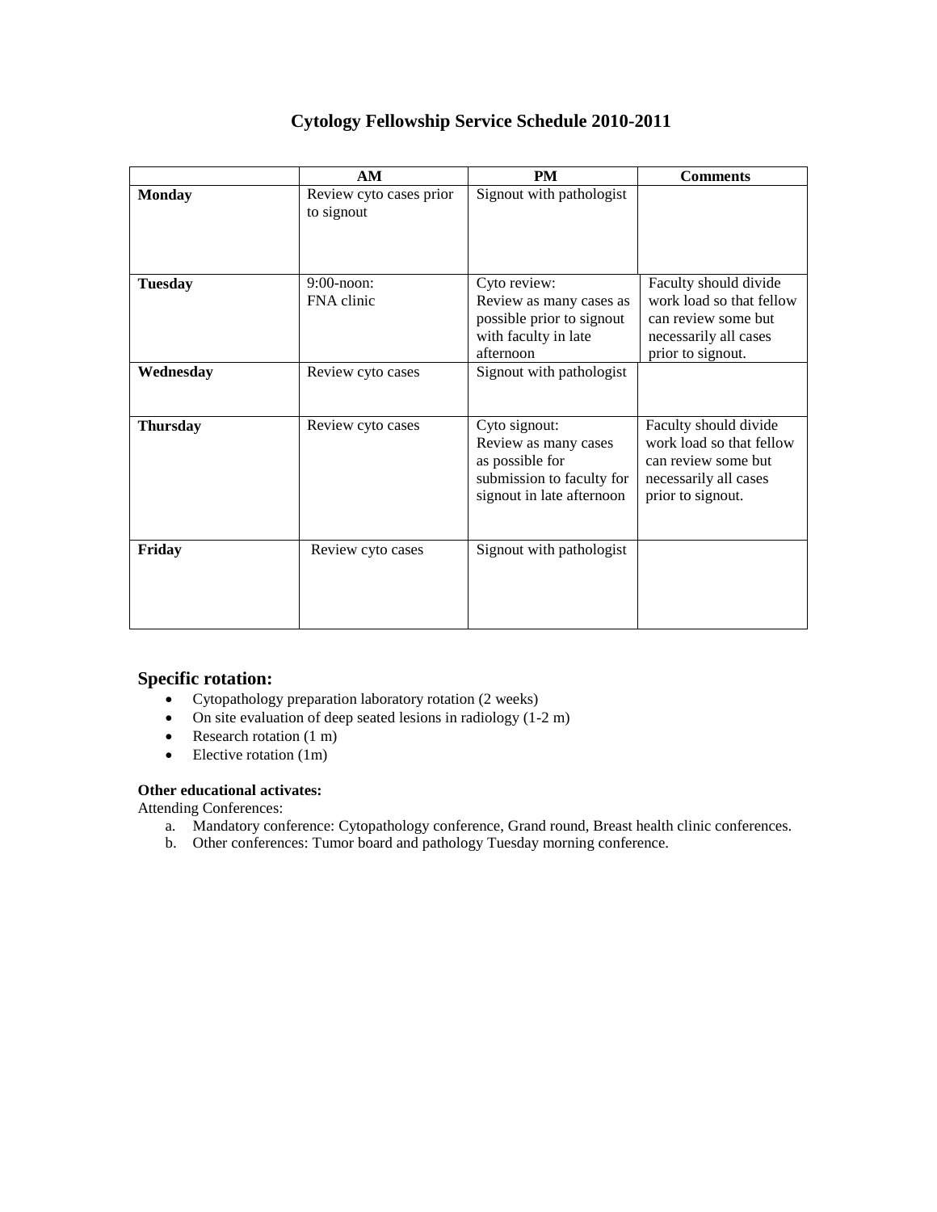# Cytology Fellowship Service Schedule 2010-2011

| | AM | PM | Comments |
|---|---|---|---|
| **Monday** | Review cyto cases prior to signout | Signout with pathologist | |
| **Tuesday** | 9:00-noon: FNA clinic | Cyto review: Review as many cases as possible prior to signout with faculty in late afternoon | Faculty should divide work load so that fellow can review some but necessarily all cases prior to signout. |
| **Wednesday** | Review cyto cases | Signout with pathologist | |
| **Thursday** | Review cyto cases | Cyto signout: Review as many cases as possible for submission to faculty for signout in late afternoon | Faculty should divide work load so that fellow can review some but necessarily all cases prior to signout. |
| **Friday** | Review cyto cases | Signout with pathologist | |

## Specific rotation:

- Cytopathology preparation laboratory rotation (2 weeks)
- On site evaluation of deep seated lesions in radiology (1-2 m)
- Research rotation (1 m)
- Elective rotation (1m)

**Other educational activates:**

Attending Conferences:

a. Mandatory conference: Cytopathology conference, Grand round, Breast health clinic conferences.
b. Other conferences: Tumor board and pathology Tuesday morning conference.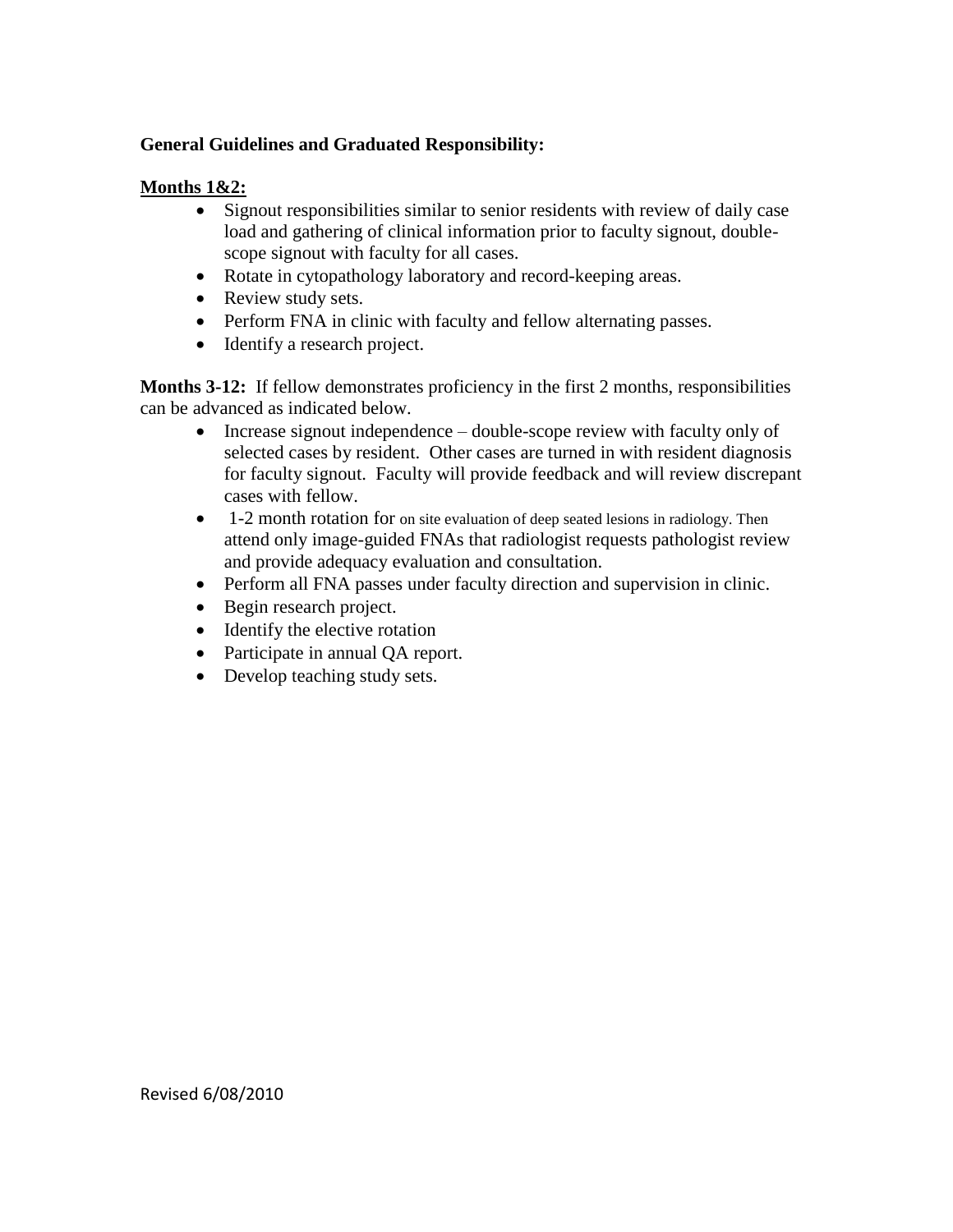**General Guidelines and Graduated Responsibility:**

**Months 1&2:**

- Signout responsibilities similar to senior residents with review of daily case load and gathering of clinical information prior to faculty signout, double-scope signout with faculty for all cases.
- Rotate in cytopathology laboratory and record-keeping areas.
- Review study sets.
- Perform FNA in clinic with faculty and fellow alternating passes.
- Identify a research project.

**Months 3-12:** If fellow demonstrates proficiency in the first 2 months, responsibilities can be advanced as indicated below.

- Increase signout independence – double-scope review with faculty only of selected cases by resident. Other cases are turned in with resident diagnosis for faculty signout. Faculty will provide feedback and will review discrepant cases with fellow.
- 1-2 month rotation for on site evaluation of deep seated lesions in radiology. Then attend only image-guided FNAs that radiologist requests pathologist review and provide adequacy evaluation and consultation.
- Perform all FNA passes under faculty direction and supervision in clinic.
- Begin research project.
- Identify the elective rotation
- Participate in annual QA report.
- Develop teaching study sets.

Revised 6/08/2010